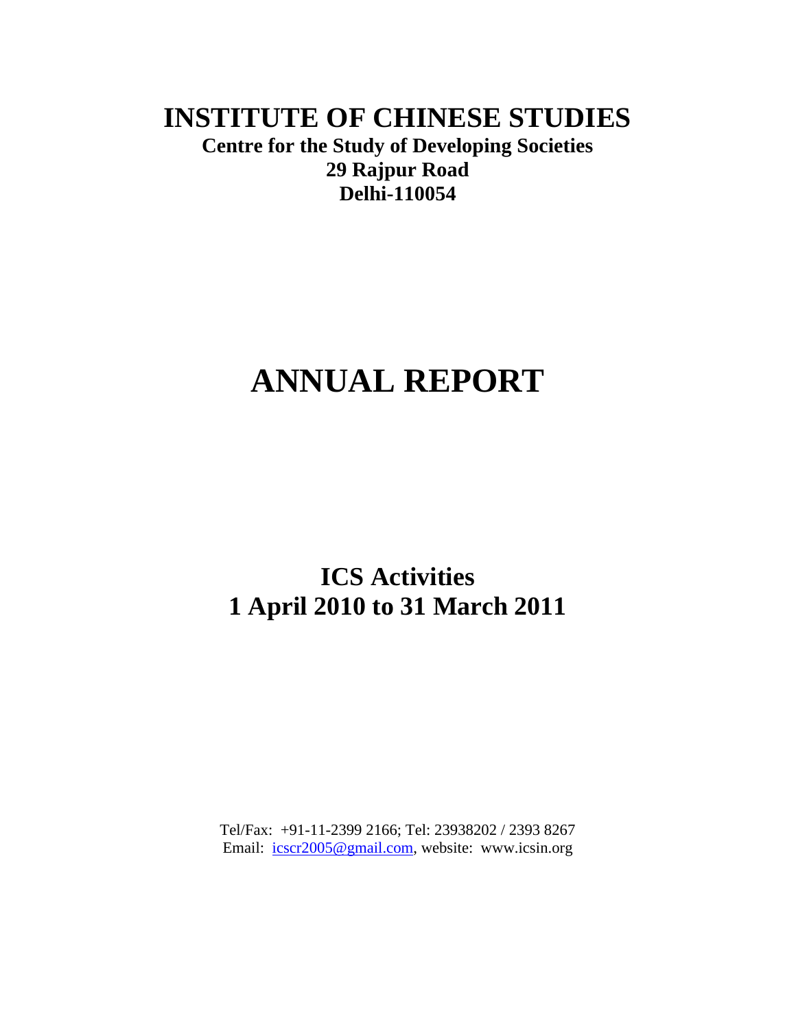# INSTITUTE OF CHINESE STUDIES

**Centre for the Study of Developing Societies**
**29 Rajpur Road**
**Delhi-110054**

# ANNUAL REPORT

## ICS Activities
## 1 April 2010 to 31 March 2011

Tel/Fax: +91-11-2399 2166; Tel: 23938202 / 2393 8267
Email: icscr2005@gmail.com, website: www.icsin.org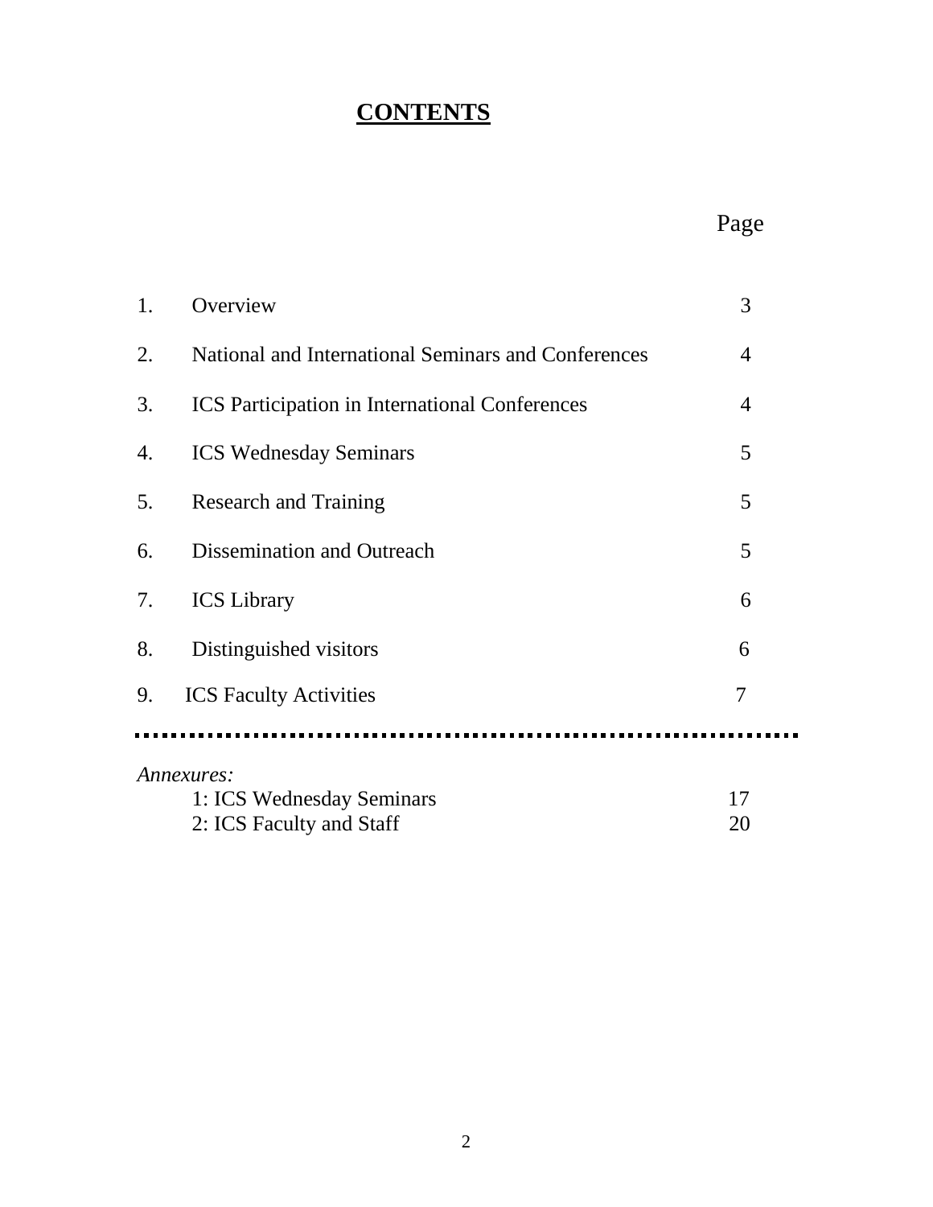# CONTENTS

| | | Page |
|---|---|---|
| 1. | Overview | 3 |
| 2. | National and International Seminars and Conferences | 4 |
| 3. | ICS Participation in International Conferences | 4 |
| 4. | ICS Wednesday Seminars | 5 |
| 5. | Research and Training | 5 |
| 6. | Dissemination and Outreach | 5 |
| 7. | ICS Library | 6 |
| 8. | Distinguished visitors | 6 |
| 9. | ICS Faculty Activities | 7 |

---

*Annexures:*

| | |
|---|---|
| 1: ICS Wednesday Seminars | 17 |
| 2: ICS Faculty and Staff | 20 |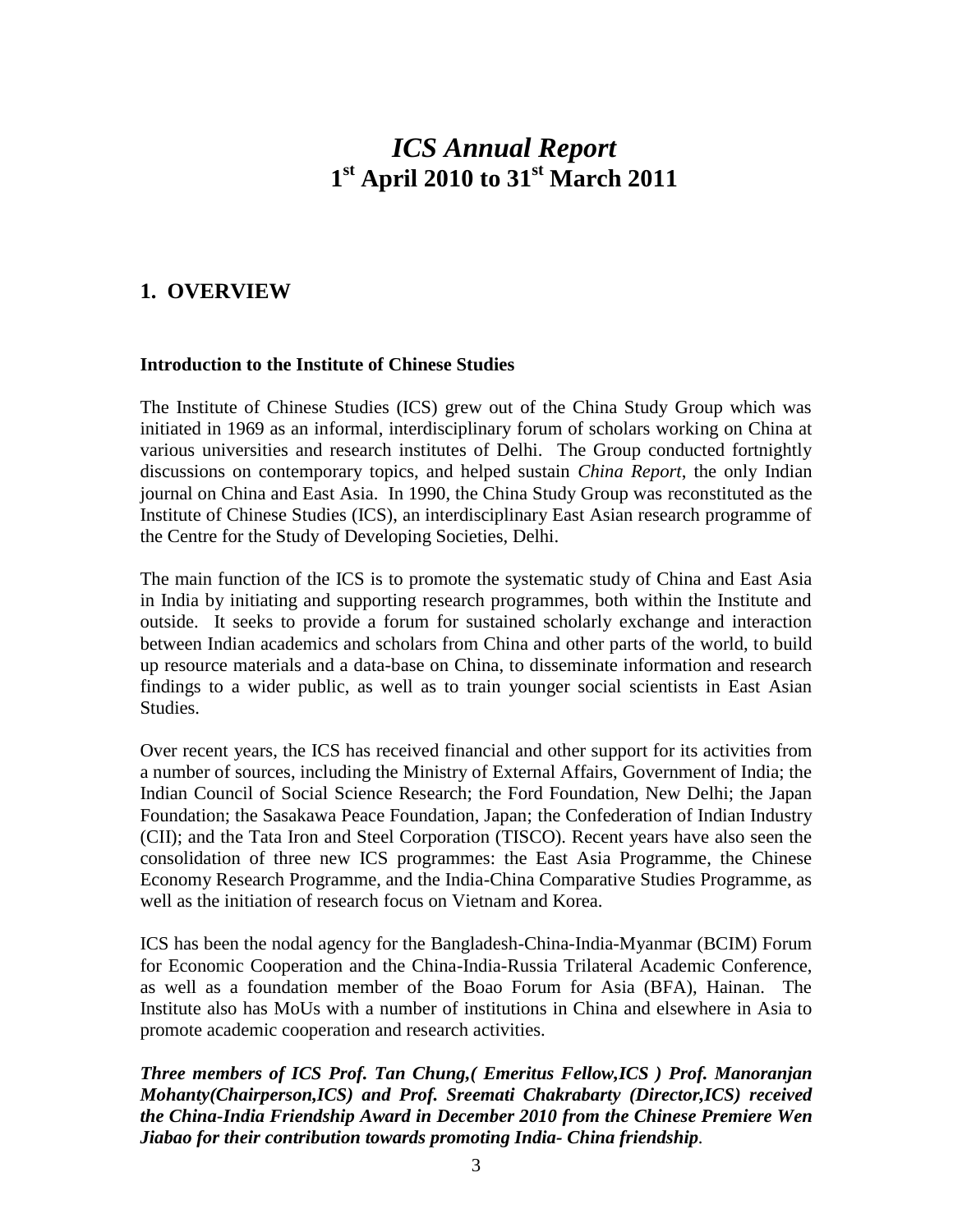# *ICS Annual Report*
# 1st April 2010 to 31st March 2011

## 1. OVERVIEW

**Introduction to the Institute of Chinese Studies**

The Institute of Chinese Studies (ICS) grew out of the China Study Group which was initiated in 1969 as an informal, interdisciplinary forum of scholars working on China at various universities and research institutes of Delhi. The Group conducted fortnightly discussions on contemporary topics, and helped sustain *China Report*, the only Indian journal on China and East Asia. In 1990, the China Study Group was reconstituted as the Institute of Chinese Studies (ICS), an interdisciplinary East Asian research programme of the Centre for the Study of Developing Societies, Delhi.

The main function of the ICS is to promote the systematic study of China and East Asia in India by initiating and supporting research programmes, both within the Institute and outside. It seeks to provide a forum for sustained scholarly exchange and interaction between Indian academics and scholars from China and other parts of the world, to build up resource materials and a data-base on China, to disseminate information and research findings to a wider public, as well as to train younger social scientists in East Asian Studies.

Over recent years, the ICS has received financial and other support for its activities from a number of sources, including the Ministry of External Affairs, Government of India; the Indian Council of Social Science Research; the Ford Foundation, New Delhi; the Japan Foundation; the Sasakawa Peace Foundation, Japan; the Confederation of Indian Industry (CII); and the Tata Iron and Steel Corporation (TISCO). Recent years have also seen the consolidation of three new ICS programmes: the East Asia Programme, the Chinese Economy Research Programme, and the India-China Comparative Studies Programme, as well as the initiation of research focus on Vietnam and Korea.

ICS has been the nodal agency for the Bangladesh-China-India-Myanmar (BCIM) Forum for Economic Cooperation and the China-India-Russia Trilateral Academic Conference, as well as a foundation member of the Boao Forum for Asia (BFA), Hainan. The Institute also has MoUs with a number of institutions in China and elsewhere in Asia to promote academic cooperation and research activities.

***Three members of ICS Prof. Tan Chung,( Emeritus Fellow,ICS ) Prof. Manoranjan Mohanty(Chairperson,ICS) and Prof. Sreemati Chakrabarty (Director,ICS) received the China-India Friendship Award in December 2010 from the Chinese Premiere Wen Jiabao for their contribution towards promoting India- China friendship***.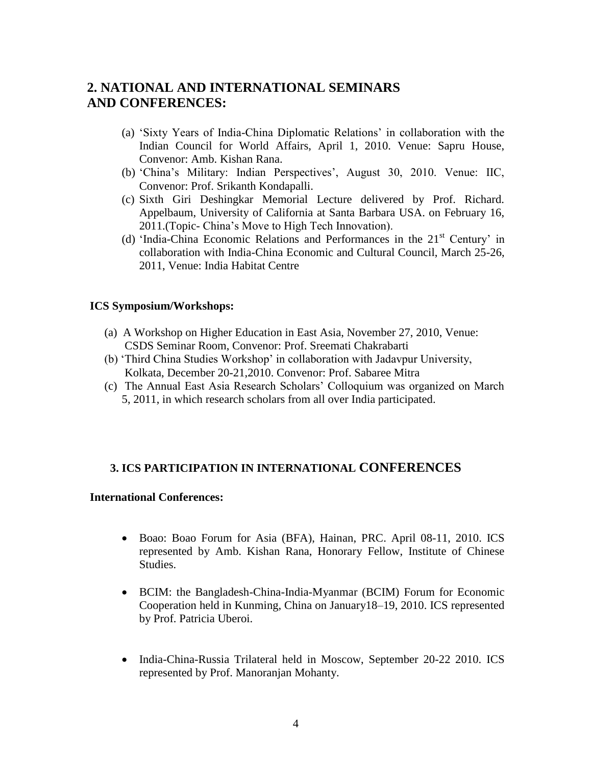## 2. NATIONAL AND INTERNATIONAL SEMINARS AND CONFERENCES:

(a) 'Sixty Years of India-China Diplomatic Relations' in collaboration with the Indian Council for World Affairs, April 1, 2010. Venue: Sapru House, Convenor: Amb. Kishan Rana.

(b) 'China's Military: Indian Perspectives', August 30, 2010. Venue: IIC, Convenor: Prof. Srikanth Kondapalli.

(c) Sixth Giri Deshingkar Memorial Lecture delivered by Prof. Richard. Appelbaum, University of California at Santa Barbara USA. on February 16, 2011.(Topic- China's Move to High Tech Innovation).

(d) 'India-China Economic Relations and Performances in the 21st Century' in collaboration with India-China Economic and Cultural Council, March 25-26, 2011, Venue: India Habitat Centre

**ICS Symposium/Workshops:**

(a) A Workshop on Higher Education in East Asia, November 27, 2010, Venue: CSDS Seminar Room, Convenor: Prof. Sreemati Chakrabarti

(b) 'Third China Studies Workshop' in collaboration with Jadavpur University, Kolkata, December 20-21,2010. Convenor: Prof. Sabaree Mitra

(c) The Annual East Asia Research Scholars' Colloquium was organized on March 5, 2011, in which research scholars from all over India participated.

## 3. ICS PARTICIPATION IN INTERNATIONAL CONFERENCES

**International Conferences:**

- Boao: Boao Forum for Asia (BFA), Hainan, PRC. April 08-11, 2010. ICS represented by Amb. Kishan Rana, Honorary Fellow, Institute of Chinese Studies.

- BCIM: the Bangladesh-China-India-Myanmar (BCIM) Forum for Economic Cooperation held in Kunming, China on January18–19, 2010. ICS represented by Prof. Patricia Uberoi.

- India-China-Russia Trilateral held in Moscow, September 20-22 2010. ICS represented by Prof. Manoranjan Mohanty.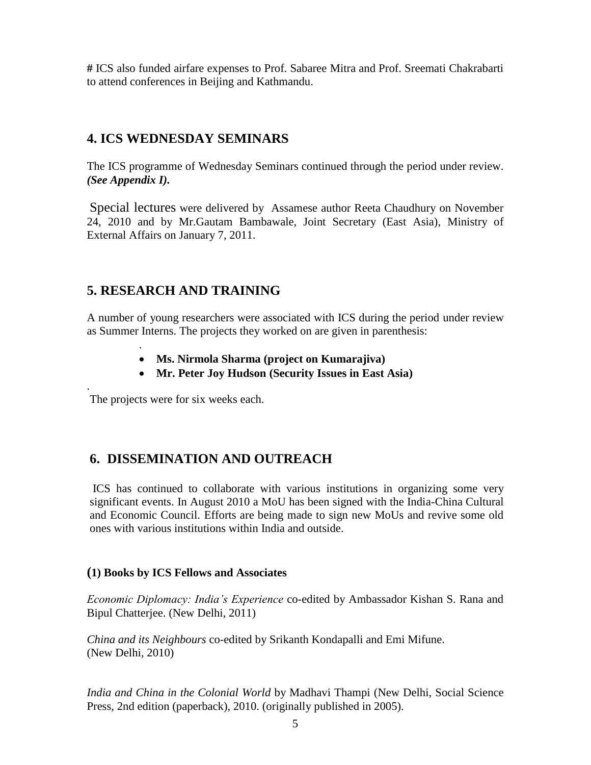# ICS also funded airfare expenses to Prof. Sabaree Mitra and Prof. Sreemati Chakrabarti to attend conferences in Beijing and Kathmandu.

## 4. ICS WEDNESDAY SEMINARS

The ICS programme of Wednesday Seminars continued through the period under review. ***(See Appendix I).***

Special lectures were delivered by Assamese author Reeta Chaudhury on November 24, 2010 and by Mr.Gautam Bambawale, Joint Secretary (East Asia), Ministry of External Affairs on January 7, 2011.

## 5. RESEARCH AND TRAINING

A number of young researchers were associated with ICS during the period under review as Summer Interns. The projects they worked on are given in parenthesis:

- **Ms. Nirmola Sharma (project on Kumarajiva)**
- **Mr. Peter Joy Hudson (Security Issues in East Asia)**

The projects were for six weeks each.

## 6. DISSEMINATION AND OUTREACH

ICS has continued to collaborate with various institutions in organizing some very significant events. In August 2010 a MoU has been signed with the India-China Cultural and Economic Council. Efforts are being made to sign new MoUs and revive some old ones with various institutions within India and outside.

### (1) Books by ICS Fellows and Associates

*Economic Diplomacy: India's Experience* co-edited by Ambassador Kishan S. Rana and Bipul Chatterjee. (New Delhi, 2011)

*China and its Neighbours* co-edited by Srikanth Kondapalli and Emi Mifune. (New Delhi, 2010)

*India and China in the Colonial World* by Madhavi Thampi (New Delhi, Social Science Press, 2nd edition (paperback), 2010. (originally published in 2005).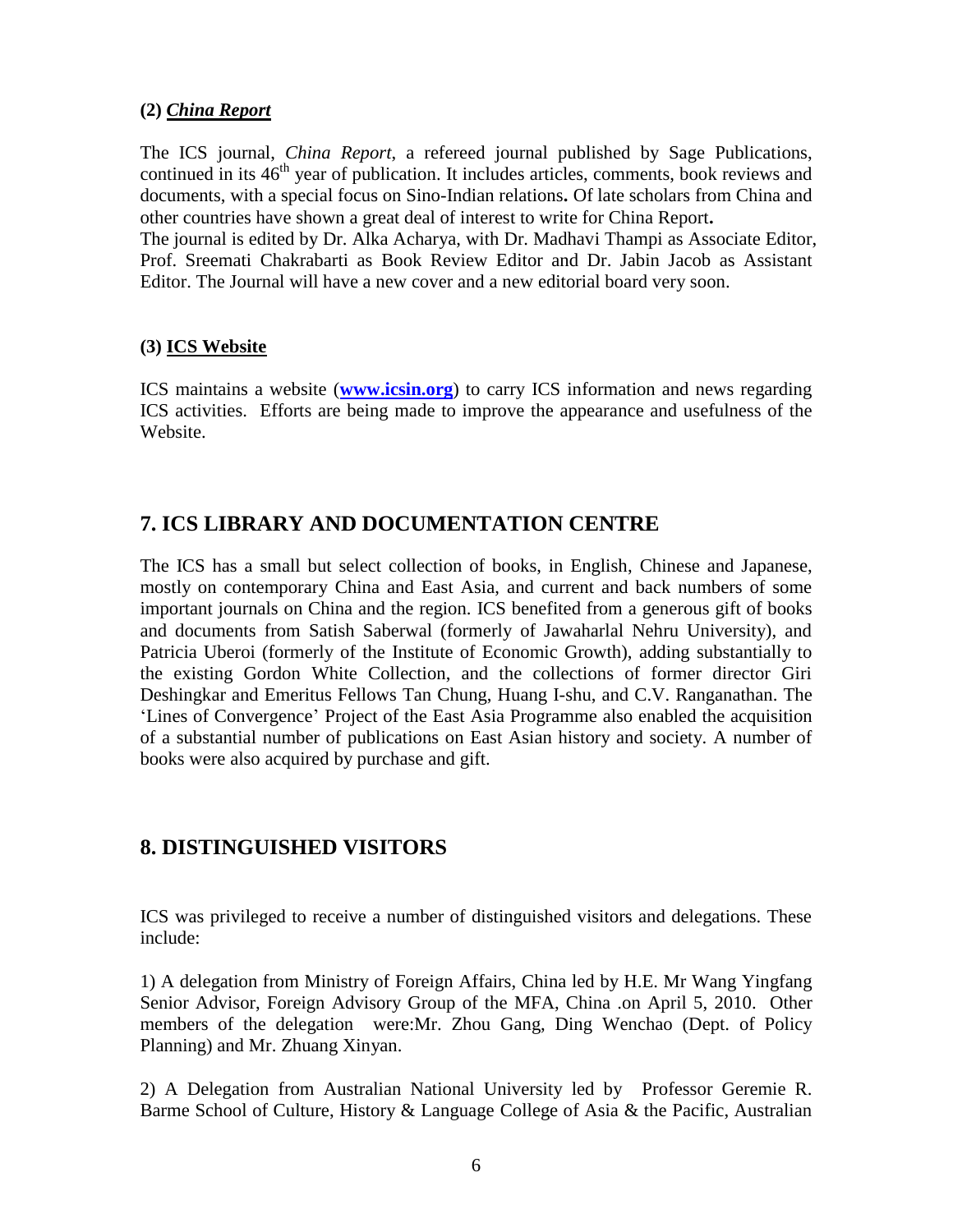**(2) *China Report***

The ICS journal, *China Report*, a refereed journal published by Sage Publications, continued in its 46th year of publication. It includes articles, comments, book reviews and documents, with a special focus on Sino-Indian relations**.** Of late scholars from China and other countries have shown a great deal of interest to write for China Report**.**
The journal is edited by Dr. Alka Acharya, with Dr. Madhavi Thampi as Associate Editor, Prof. Sreemati Chakrabarti as Book Review Editor and Dr. Jabin Jacob as Assistant Editor. The Journal will have a new cover and a new editorial board very soon.

**(3) ICS Website**

ICS maintains a website (**www.icsin.org**) to carry ICS information and news regarding ICS activities. Efforts are being made to improve the appearance and usefulness of the Website.

## 7. ICS LIBRARY AND DOCUMENTATION CENTRE

The ICS has a small but select collection of books, in English, Chinese and Japanese, mostly on contemporary China and East Asia, and current and back numbers of some important journals on China and the region. ICS benefited from a generous gift of books and documents from Satish Saberwal (formerly of Jawaharlal Nehru University), and Patricia Uberoi (formerly of the Institute of Economic Growth), adding substantially to the existing Gordon White Collection, and the collections of former director Giri Deshingkar and Emeritus Fellows Tan Chung, Huang I-shu, and C.V. Ranganathan. The 'Lines of Convergence' Project of the East Asia Programme also enabled the acquisition of a substantial number of publications on East Asian history and society. A number of books were also acquired by purchase and gift.

## 8. DISTINGUISHED VISITORS

ICS was privileged to receive a number of distinguished visitors and delegations. These include:

1) A delegation from Ministry of Foreign Affairs, China led by H.E. Mr Wang Yingfang Senior Advisor, Foreign Advisory Group of the MFA, China .on April 5, 2010. Other members of the delegation were:Mr. Zhou Gang, Ding Wenchao (Dept. of Policy Planning) and Mr. Zhuang Xinyan.

2) A Delegation from Australian National University led by Professor Geremie R. Barme School of Culture, History & Language College of Asia & the Pacific, Australian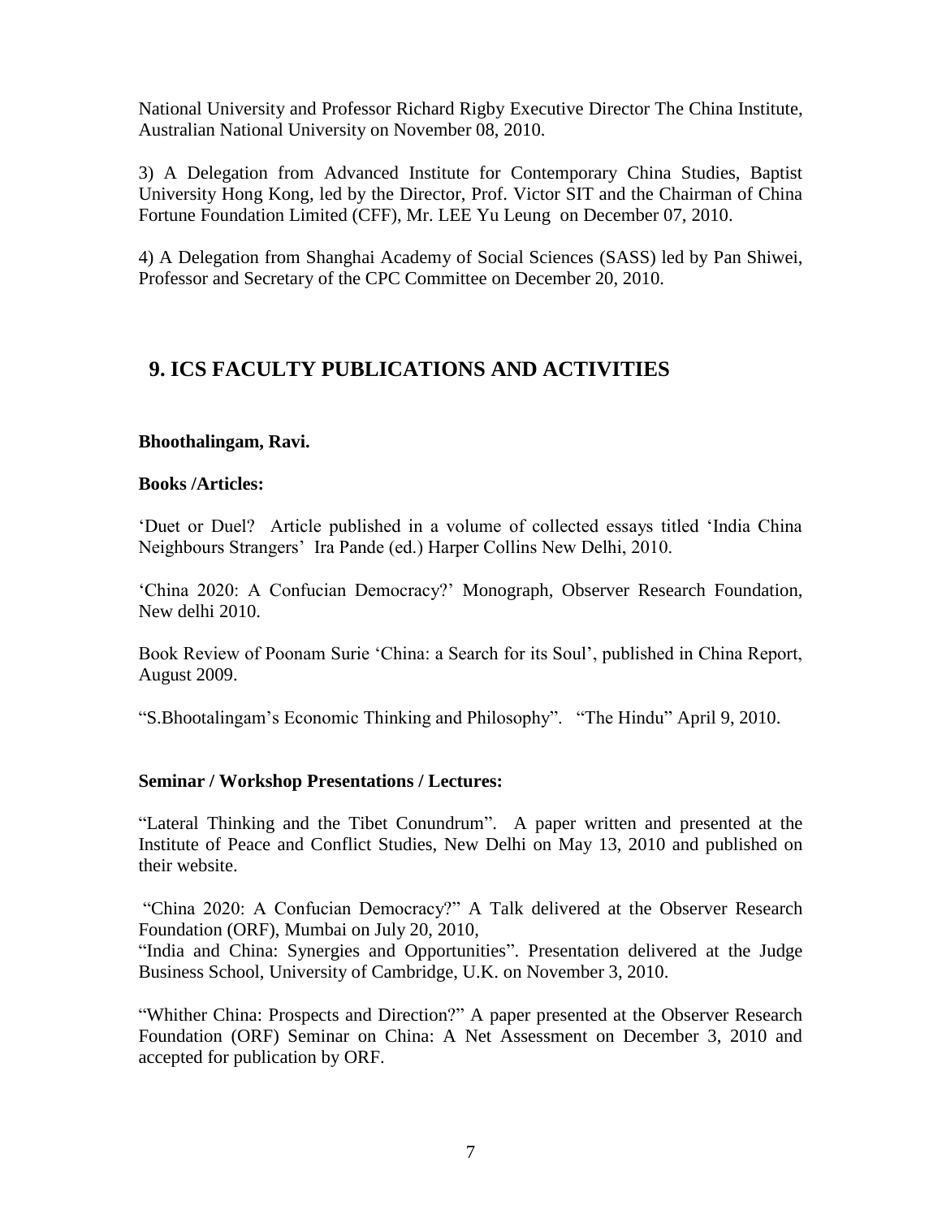National University and Professor Richard Rigby Executive Director The China Institute, Australian National University on November 08, 2010.

3) A Delegation from Advanced Institute for Contemporary China Studies, Baptist University Hong Kong, led by the Director, Prof. Victor SIT and the Chairman of China Fortune Foundation Limited (CFF), Mr. LEE Yu Leung on December 07, 2010.

4) A Delegation from Shanghai Academy of Social Sciences (SASS) led by Pan Shiwei, Professor and Secretary of the CPC Committee on December 20, 2010.

## 9. ICS FACULTY PUBLICATIONS AND ACTIVITIES

**Bhoothalingam, Ravi.**

**Books /Articles:**

'Duet or Duel? Article published in a volume of collected essays titled 'India China Neighbours Strangers' Ira Pande (ed.) Harper Collins New Delhi, 2010.

'China 2020: A Confucian Democracy?' Monograph, Observer Research Foundation, New delhi 2010.

Book Review of Poonam Surie 'China: a Search for its Soul', published in China Report, August 2009.

"S.Bhootalingam's Economic Thinking and Philosophy". "The Hindu" April 9, 2010.

**Seminar / Workshop Presentations / Lectures:**

"Lateral Thinking and the Tibet Conundrum". A paper written and presented at the Institute of Peace and Conflict Studies, New Delhi on May 13, 2010 and published on their website.

"China 2020: A Confucian Democracy?" A Talk delivered at the Observer Research Foundation (ORF), Mumbai on July 20, 2010,

"India and China: Synergies and Opportunities". Presentation delivered at the Judge Business School, University of Cambridge, U.K. on November 3, 2010.

"Whither China: Prospects and Direction?" A paper presented at the Observer Research Foundation (ORF) Seminar on China: A Net Assessment on December 3, 2010 and accepted for publication by ORF.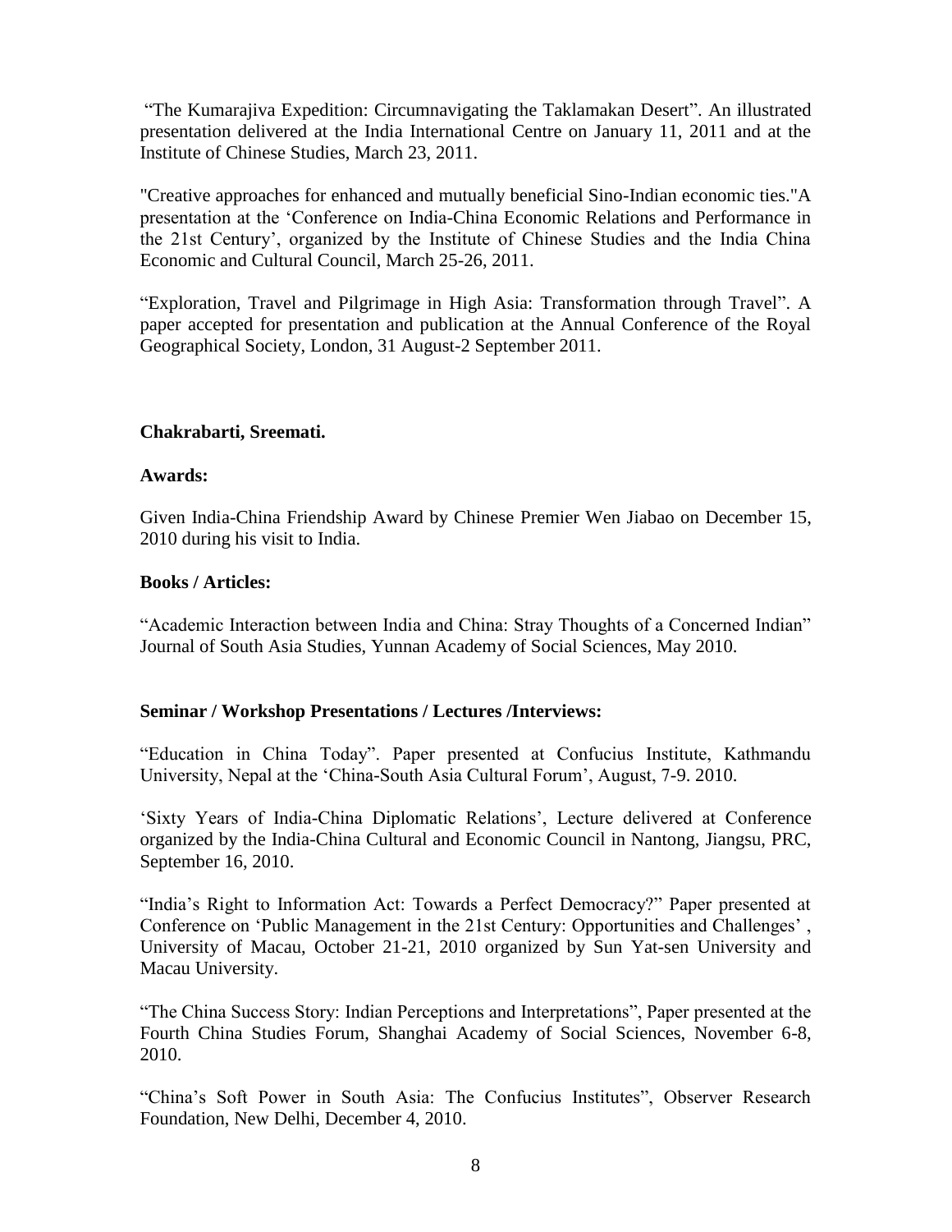"The Kumarajiva Expedition: Circumnavigating the Taklamakan Desert". An illustrated presentation delivered at the India International Centre on January 11, 2011 and at the Institute of Chinese Studies, March 23, 2011.

"Creative approaches for enhanced and mutually beneficial Sino-Indian economic ties."A presentation at the 'Conference on India-China Economic Relations and Performance in the 21st Century', organized by the Institute of Chinese Studies and the India China Economic and Cultural Council, March 25-26, 2011.

"Exploration, Travel and Pilgrimage in High Asia: Transformation through Travel". A paper accepted for presentation and publication at the Annual Conference of the Royal Geographical Society, London, 31 August-2 September 2011.

**Chakrabarti, Sreemati.**

**Awards:**

Given India-China Friendship Award by Chinese Premier Wen Jiabao on December 15, 2010 during his visit to India.

**Books / Articles:**

"Academic Interaction between India and China: Stray Thoughts of a Concerned Indian" Journal of South Asia Studies, Yunnan Academy of Social Sciences, May 2010.

**Seminar / Workshop Presentations / Lectures /Interviews:**

"Education in China Today". Paper presented at Confucius Institute, Kathmandu University, Nepal at the 'China-South Asia Cultural Forum', August, 7-9. 2010.

'Sixty Years of India-China Diplomatic Relations', Lecture delivered at Conference organized by the India-China Cultural and Economic Council in Nantong, Jiangsu, PRC, September 16, 2010.

"India's Right to Information Act: Towards a Perfect Democracy?" Paper presented at Conference on 'Public Management in the 21st Century: Opportunities and Challenges' , University of Macau, October 21-21, 2010 organized by Sun Yat-sen University and Macau University.

"The China Success Story: Indian Perceptions and Interpretations", Paper presented at the Fourth China Studies Forum, Shanghai Academy of Social Sciences, November 6-8, 2010.

"China's Soft Power in South Asia: The Confucius Institutes", Observer Research Foundation, New Delhi, December 4, 2010.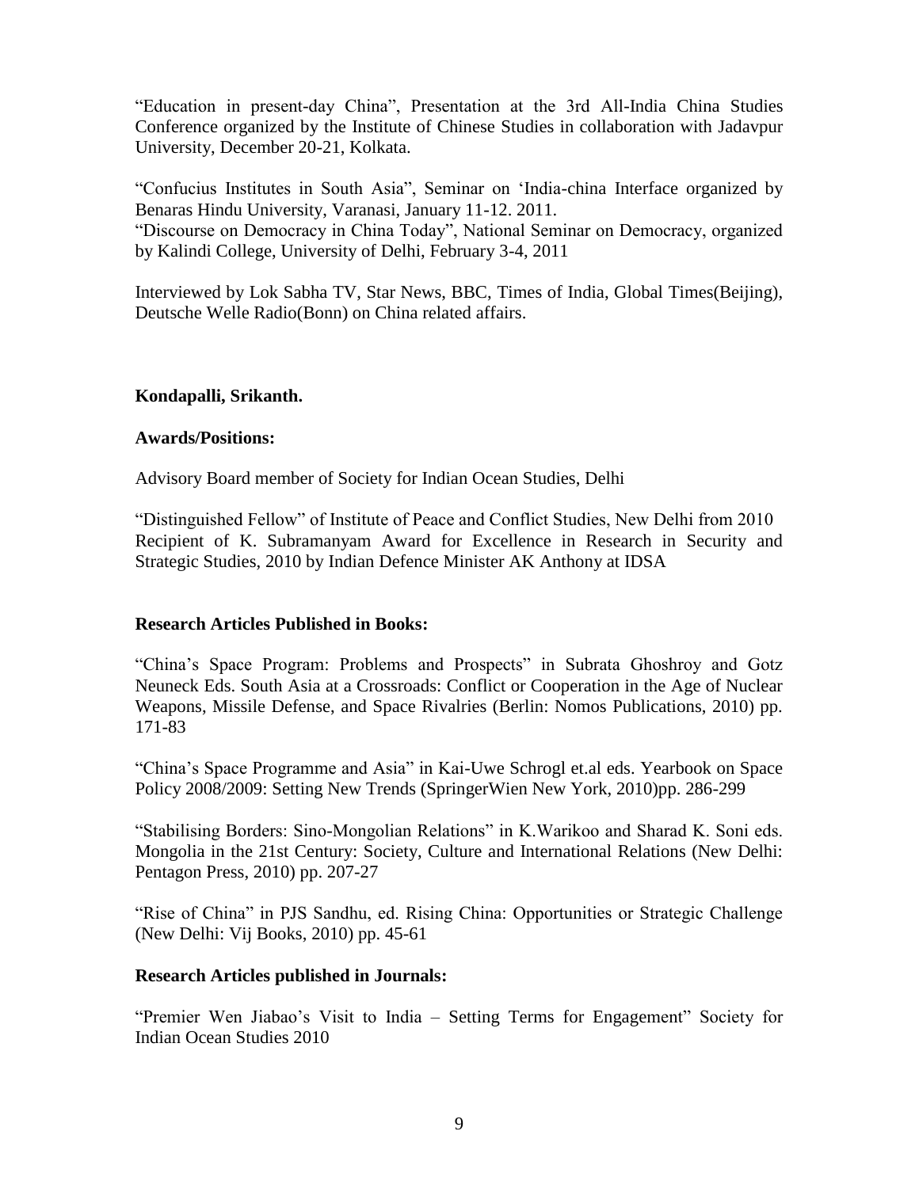"Education in present-day China", Presentation at the 3rd All-India China Studies Conference organized by the Institute of Chinese Studies in collaboration with Jadavpur University, December 20-21, Kolkata.

"Confucius Institutes in South Asia", Seminar on 'India-china Interface organized by Benaras Hindu University, Varanasi, January 11-12. 2011.
"Discourse on Democracy in China Today", National Seminar on Democracy, organized by Kalindi College, University of Delhi, February 3-4, 2011

Interviewed by Lok Sabha TV, Star News, BBC, Times of India, Global Times(Beijing), Deutsche Welle Radio(Bonn) on China related affairs.

**Kondapalli, Srikanth.**

**Awards/Positions:**

Advisory Board member of Society for Indian Ocean Studies, Delhi

"Distinguished Fellow" of Institute of Peace and Conflict Studies, New Delhi from 2010
Recipient of K. Subramanyam Award for Excellence in Research in Security and Strategic Studies, 2010 by Indian Defence Minister AK Anthony at IDSA

**Research Articles Published in Books:**

"China's Space Program: Problems and Prospects" in Subrata Ghoshroy and Gotz Neuneck Eds. South Asia at a Crossroads: Conflict or Cooperation in the Age of Nuclear Weapons, Missile Defense, and Space Rivalries (Berlin: Nomos Publications, 2010) pp. 171-83

"China's Space Programme and Asia" in Kai-Uwe Schrogl et.al eds. Yearbook on Space Policy 2008/2009: Setting New Trends (SpringerWien New York, 2010)pp. 286-299

"Stabilising Borders: Sino-Mongolian Relations" in K.Warikoo and Sharad K. Soni eds. Mongolia in the 21st Century: Society, Culture and International Relations (New Delhi: Pentagon Press, 2010) pp. 207-27

"Rise of China" in PJS Sandhu, ed. Rising China: Opportunities or Strategic Challenge (New Delhi: Vij Books, 2010) pp. 45-61

**Research Articles published in Journals:**

"Premier Wen Jiabao's Visit to India – Setting Terms for Engagement" Society for Indian Ocean Studies 2010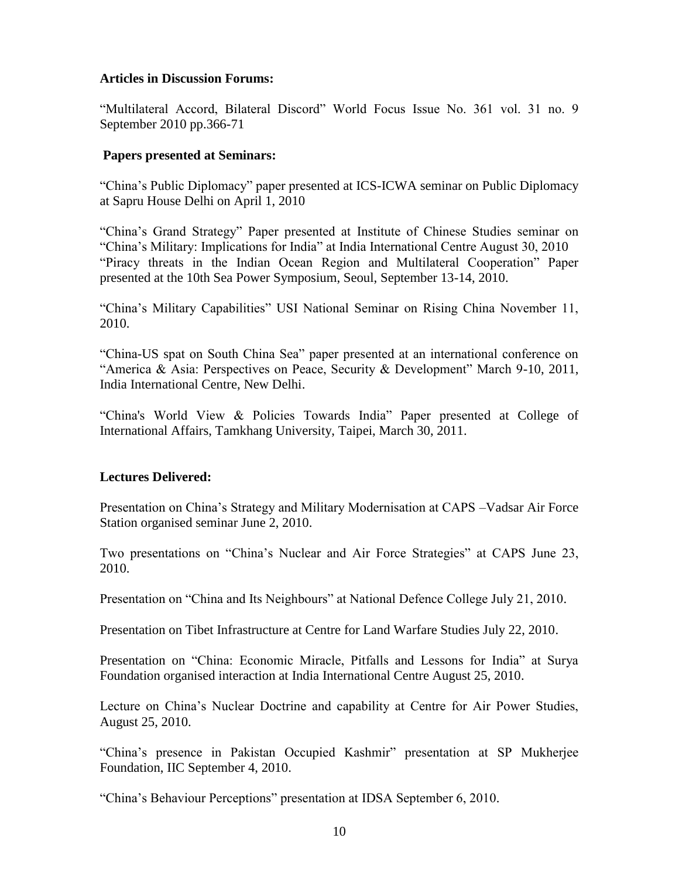**Articles in Discussion Forums:**

"Multilateral Accord, Bilateral Discord" World Focus Issue No. 361 vol. 31 no. 9 September 2010 pp.366-71

**Papers presented at Seminars:**

"China's Public Diplomacy" paper presented at ICS-ICWA seminar on Public Diplomacy at Sapru House Delhi on April 1, 2010

"China's Grand Strategy" Paper presented at Institute of Chinese Studies seminar on "China's Military: Implications for India" at India International Centre August 30, 2010

"Piracy threats in the Indian Ocean Region and Multilateral Cooperation" Paper presented at the 10th Sea Power Symposium, Seoul, September 13-14, 2010.

"China's Military Capabilities" USI National Seminar on Rising China November 11, 2010.

"China-US spat on South China Sea" paper presented at an international conference on "America & Asia: Perspectives on Peace, Security & Development" March 9-10, 2011, India International Centre, New Delhi.

"China's World View & Policies Towards India" Paper presented at College of International Affairs, Tamkhang University, Taipei, March 30, 2011.

**Lectures Delivered:**

Presentation on China's Strategy and Military Modernisation at CAPS –Vadsar Air Force Station organised seminar June 2, 2010.

Two presentations on "China's Nuclear and Air Force Strategies" at CAPS June 23, 2010.

Presentation on "China and Its Neighbours" at National Defence College July 21, 2010.

Presentation on Tibet Infrastructure at Centre for Land Warfare Studies July 22, 2010.

Presentation on "China: Economic Miracle, Pitfalls and Lessons for India" at Surya Foundation organised interaction at India International Centre August 25, 2010.

Lecture on China's Nuclear Doctrine and capability at Centre for Air Power Studies, August 25, 2010.

"China's presence in Pakistan Occupied Kashmir" presentation at SP Mukherjee Foundation, IIC September 4, 2010.

"China's Behaviour Perceptions" presentation at IDSA September 6, 2010.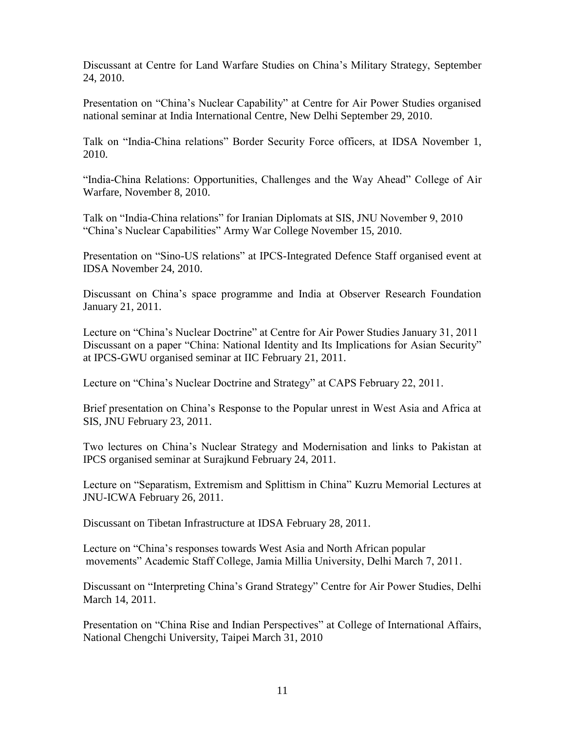Discussant at Centre for Land Warfare Studies on China's Military Strategy, September 24, 2010.

Presentation on "China's Nuclear Capability" at Centre for Air Power Studies organised national seminar at India International Centre, New Delhi September 29, 2010.

Talk on "India-China relations" Border Security Force officers, at IDSA November 1, 2010.

"India-China Relations: Opportunities, Challenges and the Way Ahead" College of Air Warfare, November 8, 2010.

Talk on "India-China relations" for Iranian Diplomats at SIS, JNU November 9, 2010
"China's Nuclear Capabilities" Army War College November 15, 2010.

Presentation on "Sino-US relations" at IPCS-Integrated Defence Staff organised event at IDSA November 24, 2010.

Discussant on China's space programme and India at Observer Research Foundation January 21, 2011.

Lecture on "China's Nuclear Doctrine" at Centre for Air Power Studies January 31, 2011
Discussant on a paper "China: National Identity and Its Implications for Asian Security" at IPCS-GWU organised seminar at IIC February 21, 2011.

Lecture on "China's Nuclear Doctrine and Strategy" at CAPS February 22, 2011.

Brief presentation on China's Response to the Popular unrest in West Asia and Africa at SIS, JNU February 23, 2011.

Two lectures on China's Nuclear Strategy and Modernisation and links to Pakistan at IPCS organised seminar at Surajkund February 24, 2011.

Lecture on "Separatism, Extremism and Splittism in China" Kuzru Memorial Lectures at JNU-ICWA February 26, 2011.

Discussant on Tibetan Infrastructure at IDSA February 28, 2011.

Lecture on "China's responses towards West Asia and North African popular movements" Academic Staff College, Jamia Millia University, Delhi March 7, 2011.

Discussant on "Interpreting China's Grand Strategy" Centre for Air Power Studies, Delhi March 14, 2011.

Presentation on "China Rise and Indian Perspectives" at College of International Affairs, National Chengchi University, Taipei March 31, 2010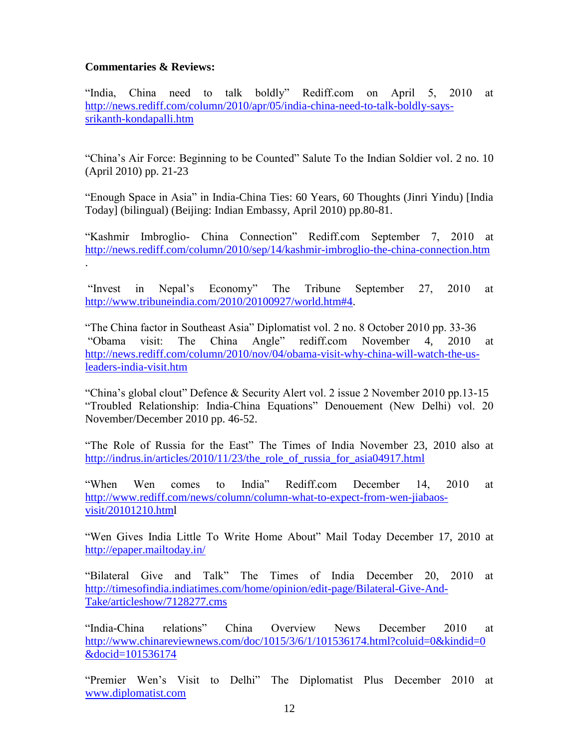**Commentaries & Reviews:**

"India, China need to talk boldly" Rediff.com on April 5, 2010 at http://news.rediff.com/column/2010/apr/05/india-china-need-to-talk-boldly-says-srikanth-kondapalli.htm

"China's Air Force: Beginning to be Counted" Salute To the Indian Soldier vol. 2 no. 10 (April 2010) pp. 21-23

"Enough Space in Asia" in India-China Ties: 60 Years, 60 Thoughts (Jinri Yindu) [India Today] (bilingual) (Beijing: Indian Embassy, April 2010) pp.80-81.

"Kashmir Imbroglio- China Connection" Rediff.com September 7, 2010 at http://news.rediff.com/column/2010/sep/14/kashmir-imbroglio-the-china-connection.htm .

"Invest in Nepal's Economy" The Tribune September 27, 2010 at http://www.tribuneindia.com/2010/20100927/world.htm#4.

"The China factor in Southeast Asia" Diplomatist vol. 2 no. 8 October 2010 pp. 33-36

"Obama visit: The China Angle" rediff.com November 4, 2010 at http://news.rediff.com/column/2010/nov/04/obama-visit-why-china-will-watch-the-us-leaders-india-visit.htm

"China's global clout" Defence & Security Alert vol. 2 issue 2 November 2010 pp.13-15

"Troubled Relationship: India-China Equations" Denouement (New Delhi) vol. 20 November/December 2010 pp. 46-52.

"The Role of Russia for the East" The Times of India November 23, 2010 also at http://indrus.in/articles/2010/11/23/the_role_of_russia_for_asia04917.html

"When Wen comes to India" Rediff.com December 14, 2010 at http://www.rediff.com/news/column/column-what-to-expect-from-wen-jiabaos-visit/20101210.html

"Wen Gives India Little To Write Home About" Mail Today December 17, 2010 at http://epaper.mailtoday.in/

"Bilateral Give and Talk" The Times of India December 20, 2010 at http://timesofindia.indiatimes.com/home/opinion/edit-page/Bilateral-Give-And-Take/articleshow/7128277.cms

"India-China relations" China Overview News December 2010 at http://www.chinareviewnews.com/doc/1015/3/6/1/101536174.html?coluid=0&kindid=0&docid=101536174

"Premier Wen's Visit to Delhi" The Diplomatist Plus December 2010 at www.diplomatist.com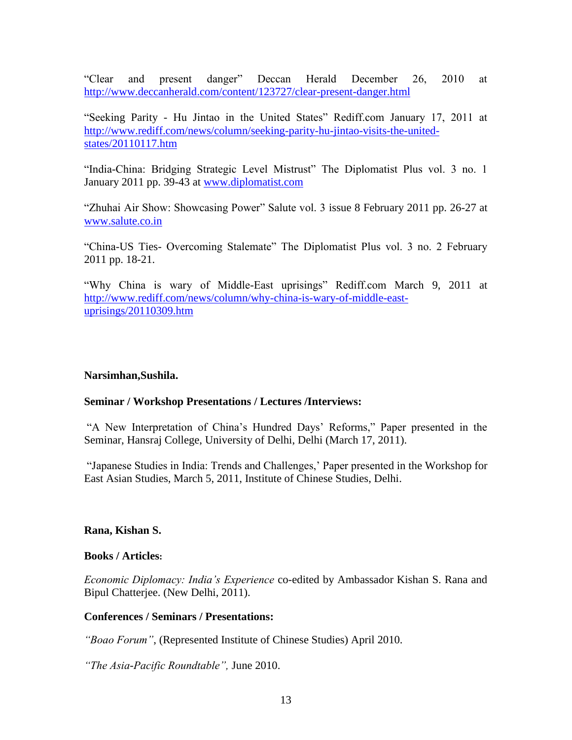“Clear and present danger” Deccan Herald December 26, 2010 at http://www.deccanherald.com/content/123727/clear-present-danger.html

“Seeking Parity - Hu Jintao in the United States” Rediff.com January 17, 2011 at http://www.rediff.com/news/column/seeking-parity-hu-jintao-visits-the-united-states/20110117.htm

“India-China: Bridging Strategic Level Mistrust” The Diplomatist Plus vol. 3 no. 1 January 2011 pp. 39-43 at www.diplomatist.com

“Zhuhai Air Show: Showcasing Power” Salute vol. 3 issue 8 February 2011 pp. 26-27 at www.salute.co.in

“China-US Ties- Overcoming Stalemate” The Diplomatist Plus vol. 3 no. 2 February 2011 pp. 18-21.

“Why China is wary of Middle-East uprisings” Rediff.com March 9, 2011 at http://www.rediff.com/news/column/why-china-is-wary-of-middle-east-uprisings/20110309.htm

**Narsimhan,Sushila.**

**Seminar / Workshop Presentations / Lectures /Interviews:**

“A New Interpretation of China’s Hundred Days’ Reforms,” Paper presented in the Seminar, Hansraj College, University of Delhi, Delhi (March 17, 2011).

“Japanese Studies in India: Trends and Challenges,’ Paper presented in the Workshop for East Asian Studies, March 5, 2011, Institute of Chinese Studies, Delhi.

**Rana, Kishan S.**

**Books / Articles:**

*Economic Diplomacy: India’s Experience* co-edited by Ambassador Kishan S. Rana and Bipul Chatterjee. (New Delhi, 2011).

**Conferences / Seminars / Presentations:**

*“Boao Forum”*, (Represented Institute of Chinese Studies) April 2010.

*“The Asia-Pacific Roundtable”,* June 2010.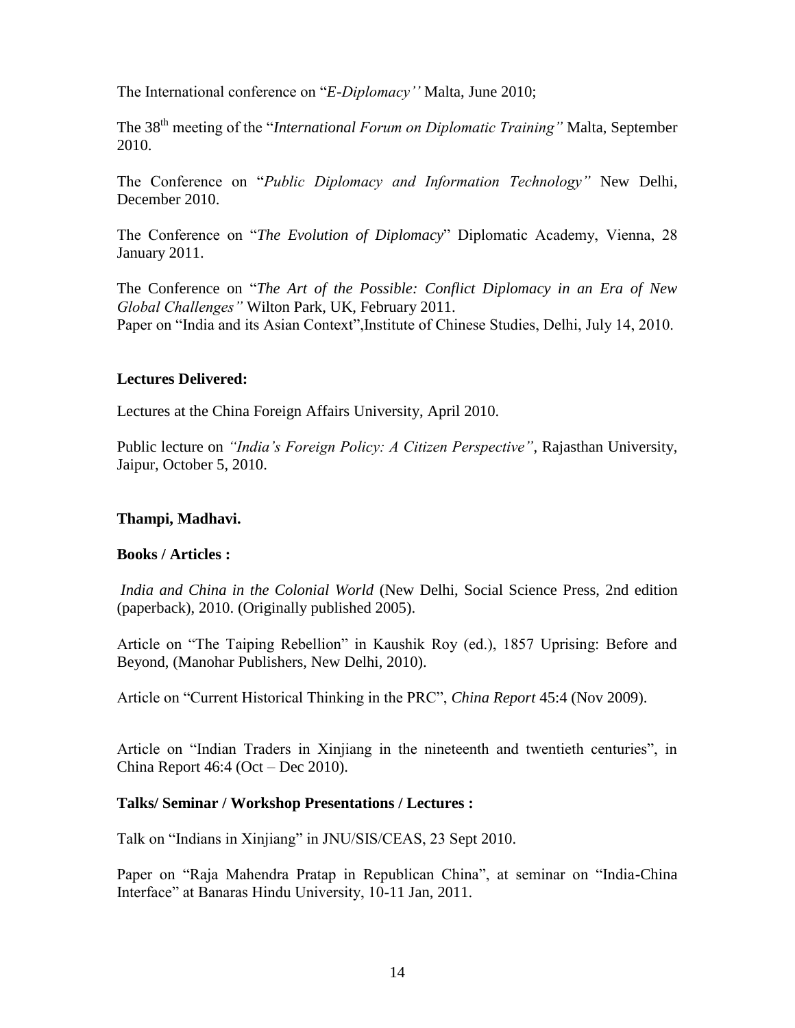The International conference on "*E-Diplomacy''* Malta, June 2010;

The 38th meeting of the "*International Forum on Diplomatic Training"* Malta, September 2010.

The Conference on "*Public Diplomacy and Information Technology"* New Delhi, December 2010.

The Conference on "*The Evolution of Diplomacy*" Diplomatic Academy, Vienna, 28 January 2011.

The Conference on "*The Art of the Possible: Conflict Diplomacy in an Era of New Global Challenges"* Wilton Park, UK, February 2011.
Paper on "India and its Asian Context",Institute of Chinese Studies, Delhi, July 14, 2010.

**Lectures Delivered:**

Lectures at the China Foreign Affairs University, April 2010.

Public lecture on *"India's Foreign Policy: A Citizen Perspective"*, Rajasthan University, Jaipur, October 5, 2010.

**Thampi, Madhavi.**

**Books / Articles :**

*India and China in the Colonial World* (New Delhi, Social Science Press, 2nd edition (paperback), 2010. (Originally published 2005).

Article on "The Taiping Rebellion" in Kaushik Roy (ed.), 1857 Uprising: Before and Beyond, (Manohar Publishers, New Delhi, 2010).

Article on "Current Historical Thinking in the PRC", *China Report* 45:4 (Nov 2009).

Article on "Indian Traders in Xinjiang in the nineteenth and twentieth centuries", in China Report 46:4 (Oct – Dec 2010).

**Talks/ Seminar / Workshop Presentations / Lectures :**

Talk on "Indians in Xinjiang" in JNU/SIS/CEAS, 23 Sept 2010.

Paper on "Raja Mahendra Pratap in Republican China", at seminar on "India-China Interface" at Banaras Hindu University, 10-11 Jan, 2011.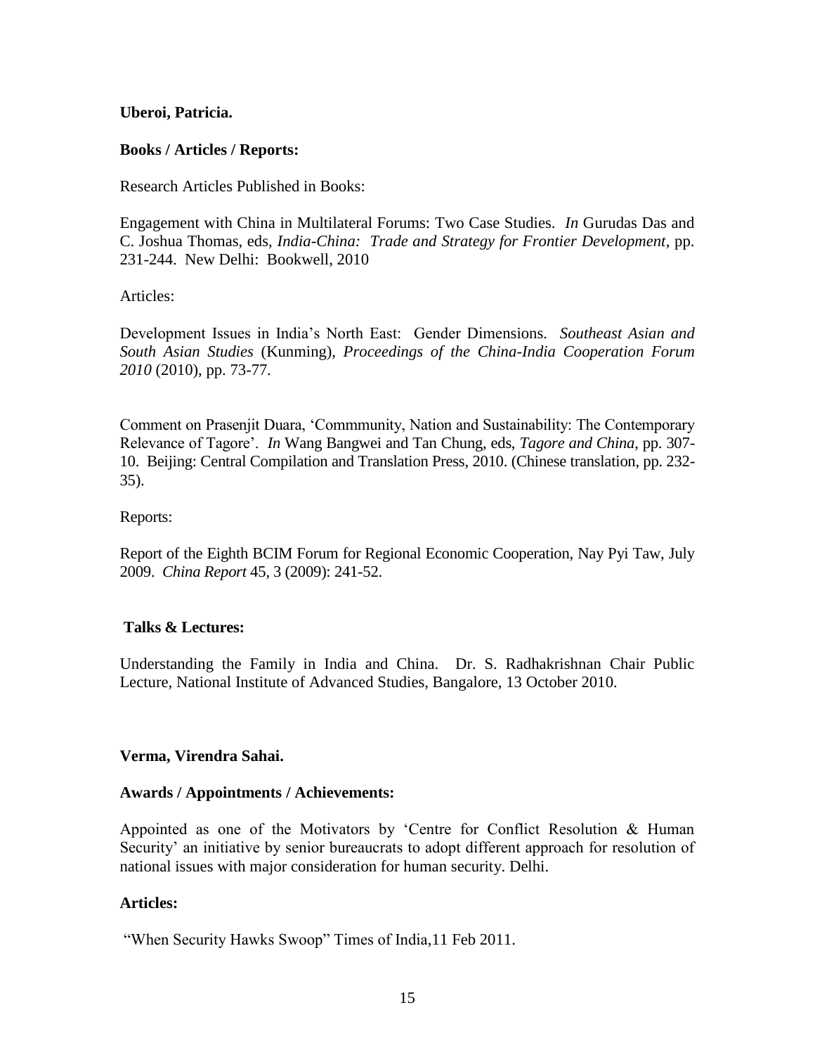**Uberoi, Patricia.**

**Books / Articles / Reports:**

Research Articles Published in Books:

Engagement with China in Multilateral Forums: Two Case Studies. *In* Gurudas Das and C. Joshua Thomas, eds, *India-China: Trade and Strategy for Frontier Development*, pp. 231-244. New Delhi: Bookwell, 2010

Articles:

Development Issues in India's North East: Gender Dimensions. *Southeast Asian and South Asian Studies* (Kunming), *Proceedings of the China-India Cooperation Forum 2010* (2010), pp. 73-77.

Comment on Prasenjit Duara, 'Commmunity, Nation and Sustainability: The Contemporary Relevance of Tagore'. *In* Wang Bangwei and Tan Chung, eds, *Tagore and China*, pp. 307-10. Beijing: Central Compilation and Translation Press, 2010. (Chinese translation, pp. 232-35).

Reports:

Report of the Eighth BCIM Forum for Regional Economic Cooperation, Nay Pyi Taw, July 2009. *China Report* 45, 3 (2009): 241-52.

**Talks & Lectures:**

Understanding the Family in India and China. Dr. S. Radhakrishnan Chair Public Lecture, National Institute of Advanced Studies, Bangalore, 13 October 2010.

**Verma, Virendra Sahai.**

**Awards / Appointments / Achievements:**

Appointed as one of the Motivators by 'Centre for Conflict Resolution & Human Security' an initiative by senior bureaucrats to adopt different approach for resolution of national issues with major consideration for human security. Delhi.

**Articles:**

"When Security Hawks Swoop" Times of India,11 Feb 2011.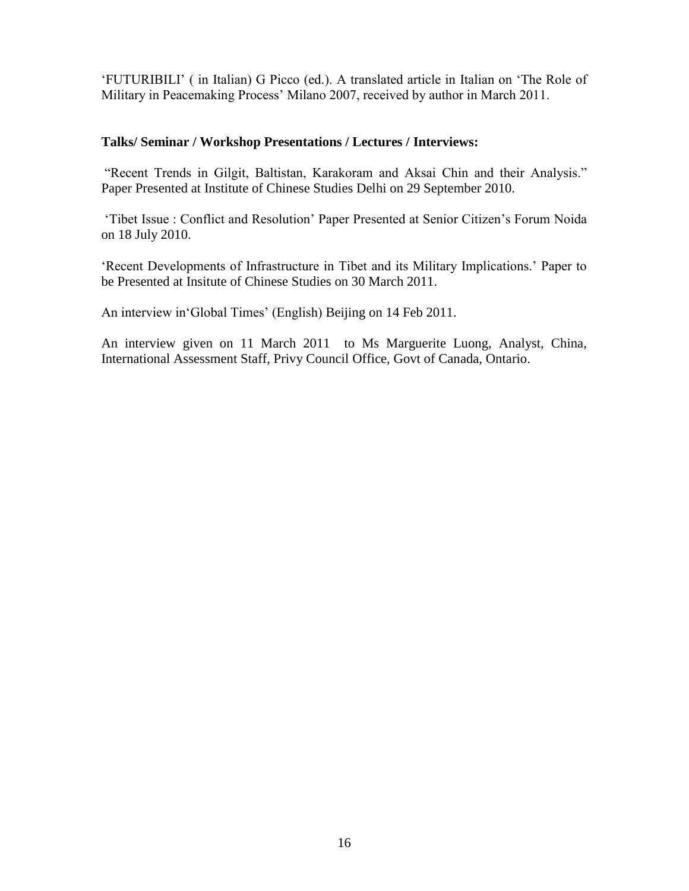'FUTURIBILI' ( in Italian) G Picco (ed.). A translated article in Italian on 'The Role of Military in Peacemaking Process' Milano 2007, received by author in March 2011.

**Talks/ Seminar / Workshop Presentations / Lectures / Interviews:**

"Recent Trends in Gilgit, Baltistan, Karakoram and Aksai Chin and their Analysis." Paper Presented at Institute of Chinese Studies Delhi on 29 September 2010.

'Tibet Issue : Conflict and Resolution' Paper Presented at Senior Citizen's Forum Noida on 18 July 2010.

'Recent Developments of Infrastructure in Tibet and its Military Implications.' Paper to be Presented at Insitute of Chinese Studies on 30 March 2011.

An interview in'Global Times' (English) Beijing on 14 Feb 2011.

An interview given on 11 March 2011 to Ms Marguerite Luong, Analyst, China, International Assessment Staff, Privy Council Office, Govt of Canada, Ontario.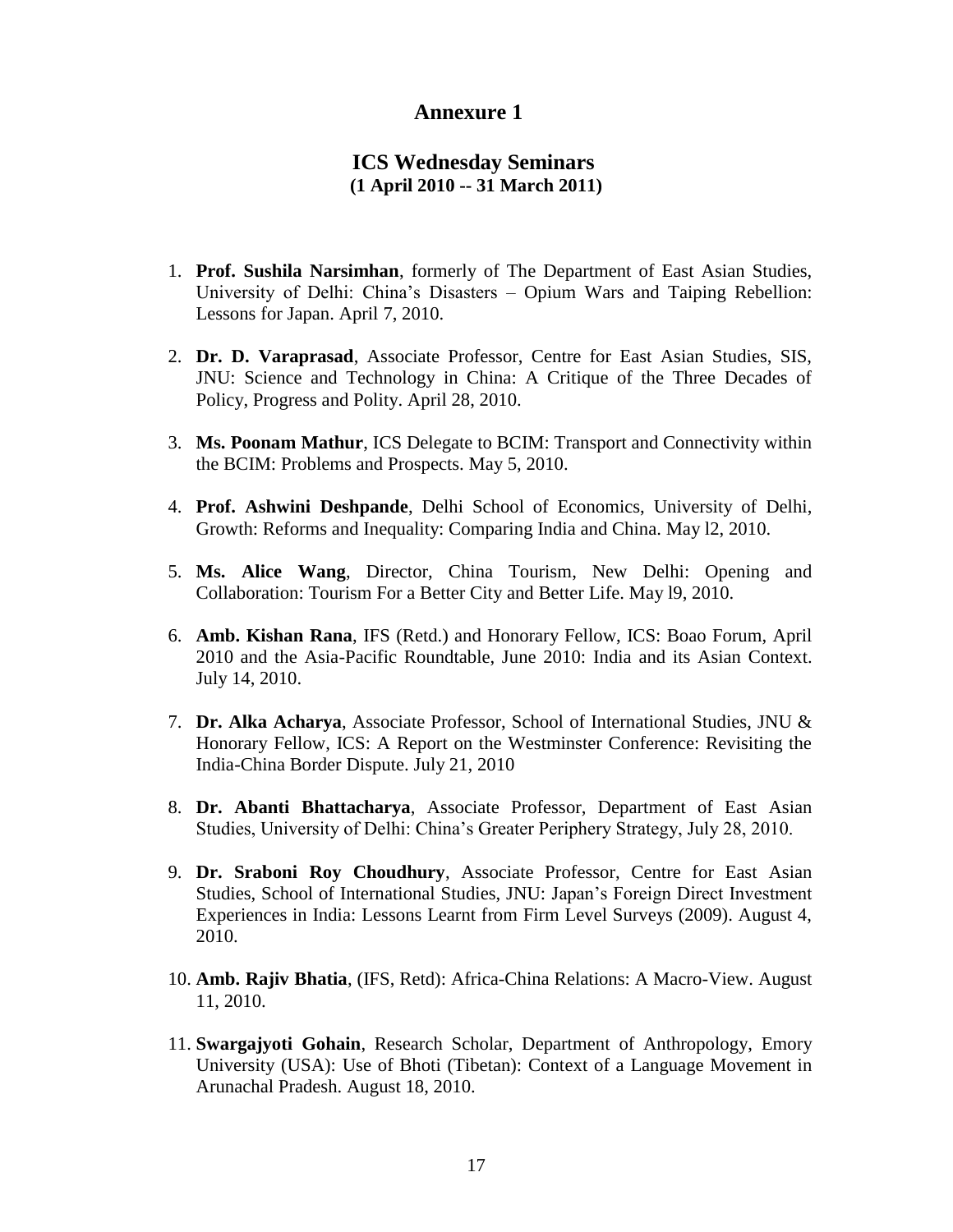# Annexure 1

## ICS Wednesday Seminars
**(1 April 2010 -- 31 March 2011)**

1. **Prof. Sushila Narsimhan**, formerly of The Department of East Asian Studies, University of Delhi: China's Disasters – Opium Wars and Taiping Rebellion: Lessons for Japan. April 7, 2010.

2. **Dr. D. Varaprasad**, Associate Professor, Centre for East Asian Studies, SIS, JNU: Science and Technology in China: A Critique of the Three Decades of Policy, Progress and Polity. April 28, 2010.

3. **Ms. Poonam Mathur**, ICS Delegate to BCIM: Transport and Connectivity within the BCIM: Problems and Prospects. May 5, 2010.

4. **Prof. Ashwini Deshpande**, Delhi School of Economics, University of Delhi, Growth: Reforms and Inequality: Comparing India and China. May l2, 2010.

5. **Ms. Alice Wang**, Director, China Tourism, New Delhi: Opening and Collaboration: Tourism For a Better City and Better Life. May l9, 2010.

6. **Amb. Kishan Rana**, IFS (Retd.) and Honorary Fellow, ICS: Boao Forum, April 2010 and the Asia-Pacific Roundtable, June 2010: India and its Asian Context. July 14, 2010.

7. **Dr. Alka Acharya**, Associate Professor, School of International Studies, JNU & Honorary Fellow, ICS: A Report on the Westminster Conference: Revisiting the India-China Border Dispute. July 21, 2010

8. **Dr. Abanti Bhattacharya**, Associate Professor, Department of East Asian Studies, University of Delhi: China's Greater Periphery Strategy, July 28, 2010.

9. **Dr. Sraboni Roy Choudhury**, Associate Professor, Centre for East Asian Studies, School of International Studies, JNU: Japan's Foreign Direct Investment Experiences in India: Lessons Learnt from Firm Level Surveys (2009). August 4, 2010.

10. **Amb. Rajiv Bhatia**, (IFS, Retd): Africa-China Relations: A Macro-View. August 11, 2010.

11. **Swargajyoti Gohain**, Research Scholar, Department of Anthropology, Emory University (USA): Use of Bhoti (Tibetan): Context of a Language Movement in Arunachal Pradesh. August 18, 2010.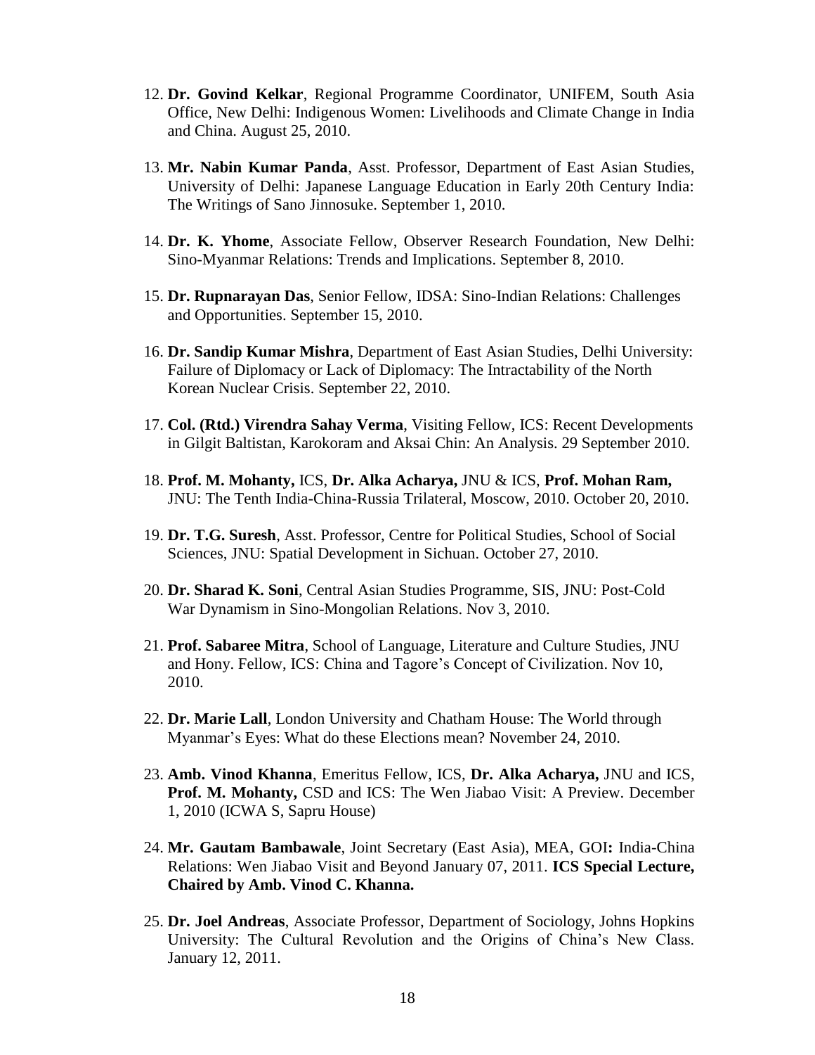12. **Dr. Govind Kelkar**, Regional Programme Coordinator, UNIFEM, South Asia Office, New Delhi: Indigenous Women: Livelihoods and Climate Change in India and China. August 25, 2010.

13. **Mr. Nabin Kumar Panda**, Asst. Professor, Department of East Asian Studies, University of Delhi: Japanese Language Education in Early 20th Century India: The Writings of Sano Jinnosuke. September 1, 2010.

14. **Dr. K. Yhome**, Associate Fellow, Observer Research Foundation, New Delhi: Sino-Myanmar Relations: Trends and Implications. September 8, 2010.

15. **Dr. Rupnarayan Das**, Senior Fellow, IDSA: Sino-Indian Relations: Challenges and Opportunities. September 15, 2010.

16. **Dr. Sandip Kumar Mishra**, Department of East Asian Studies, Delhi University: Failure of Diplomacy or Lack of Diplomacy: The Intractability of the North Korean Nuclear Crisis. September 22, 2010.

17. **Col. (Rtd.) Virendra Sahay Verma**, Visiting Fellow, ICS: Recent Developments in Gilgit Baltistan, Karokoram and Aksai Chin: An Analysis. 29 September 2010.

18. **Prof. M. Mohanty,** ICS, **Dr. Alka Acharya,** JNU & ICS, **Prof. Mohan Ram,** JNU: The Tenth India-China-Russia Trilateral, Moscow, 2010. October 20, 2010.

19. **Dr. T.G. Suresh**, Asst. Professor, Centre for Political Studies, School of Social Sciences, JNU: Spatial Development in Sichuan. October 27, 2010.

20. **Dr. Sharad K. Soni**, Central Asian Studies Programme, SIS, JNU: Post-Cold War Dynamism in Sino-Mongolian Relations. Nov 3, 2010.

21. **Prof. Sabaree Mitra**, School of Language, Literature and Culture Studies, JNU and Hony. Fellow, ICS: China and Tagore's Concept of Civilization. Nov 10, 2010.

22. **Dr. Marie Lall**, London University and Chatham House: The World through Myanmar's Eyes: What do these Elections mean? November 24, 2010.

23. **Amb. Vinod Khanna**, Emeritus Fellow, ICS, **Dr. Alka Acharya,** JNU and ICS, **Prof. M. Mohanty,** CSD and ICS: The Wen Jiabao Visit: A Preview. December 1, 2010 (ICWA S, Sapru House)

24. **Mr. Gautam Bambawale**, Joint Secretary (East Asia), MEA, GOI**:** India-China Relations: Wen Jiabao Visit and Beyond January 07, 2011. **ICS Special Lecture, Chaired by Amb. Vinod C. Khanna.**

25. **Dr. Joel Andreas**, Associate Professor, Department of Sociology, Johns Hopkins University: The Cultural Revolution and the Origins of China's New Class. January 12, 2011.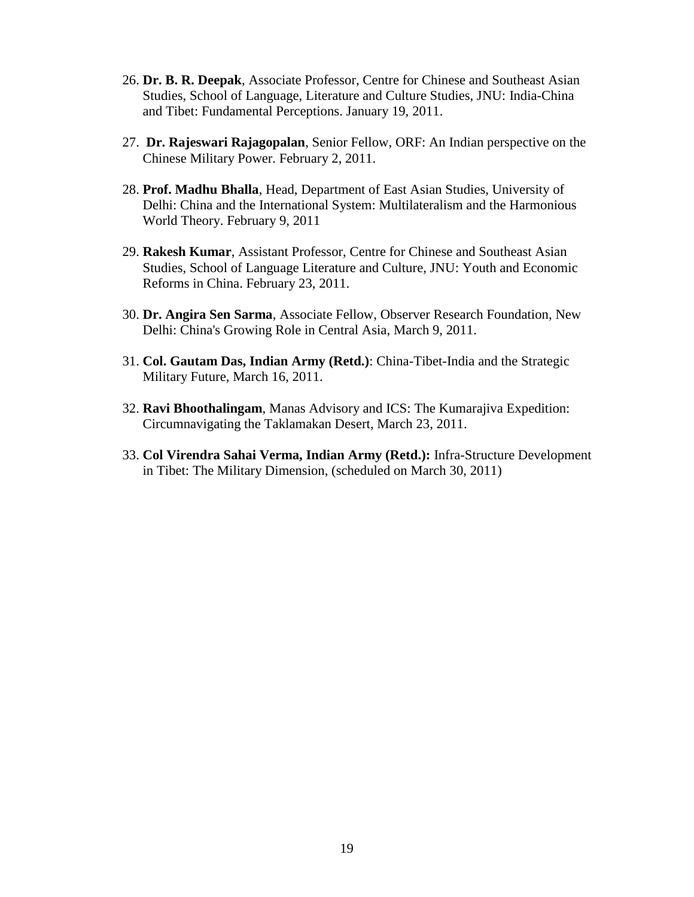26. **Dr. B. R. Deepak**, Associate Professor, Centre for Chinese and Southeast Asian Studies, School of Language, Literature and Culture Studies, JNU: India-China and Tibet: Fundamental Perceptions. January 19, 2011.

27. **Dr. Rajeswari Rajagopalan**, Senior Fellow, ORF: An Indian perspective on the Chinese Military Power. February 2, 2011.

28. **Prof. Madhu Bhalla**, Head, Department of East Asian Studies, University of Delhi: China and the International System: Multilateralism and the Harmonious World Theory. February 9, 2011

29. **Rakesh Kumar**, Assistant Professor, Centre for Chinese and Southeast Asian Studies, School of Language Literature and Culture, JNU: Youth and Economic Reforms in China. February 23, 2011.

30. **Dr. Angira Sen Sarma**, Associate Fellow, Observer Research Foundation, New Delhi: China's Growing Role in Central Asia, March 9, 2011.

31. **Col. Gautam Das, Indian Army (Retd.)**: China-Tibet-India and the Strategic Military Future, March 16, 2011.

32. **Ravi Bhoothalingam**, Manas Advisory and ICS: The Kumarajiva Expedition: Circumnavigating the Taklamakan Desert, March 23, 2011.

33. **Col Virendra Sahai Verma, Indian Army (Retd.):** Infra-Structure Development in Tibet: The Military Dimension, (scheduled on March 30, 2011)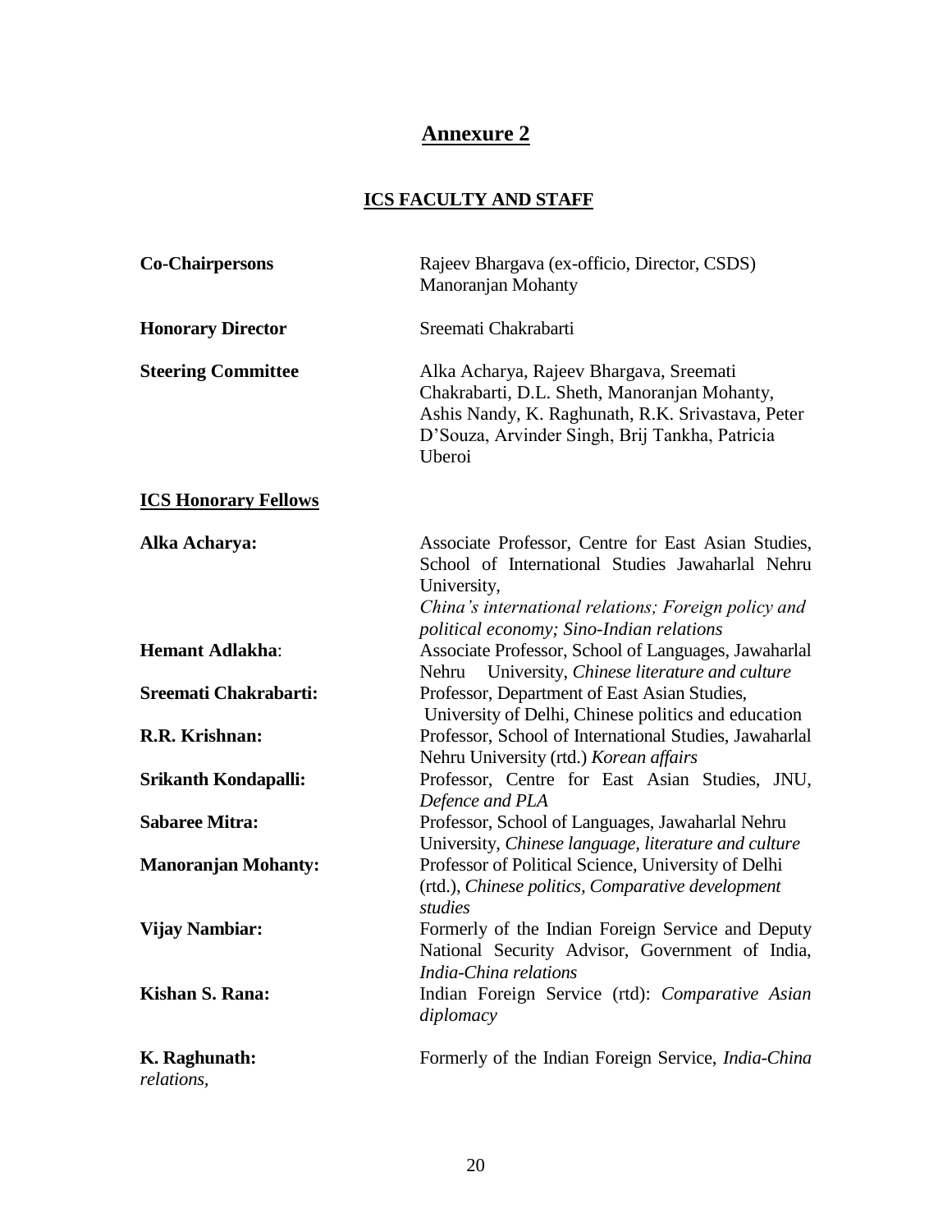# Annexure 2

## ICS FACULTY AND STAFF

**Co-Chairpersons** Rajeev Bhargava (ex-officio, Director, CSDS) Manoranjan Mohanty

**Honorary Director** Sreemati Chakrabarti

**Steering Committee** Alka Acharya, Rajeev Bhargava, Sreemati Chakrabarti, D.L. Sheth, Manoranjan Mohanty, Ashis Nandy, K. Raghunath, R.K. Srivastava, Peter D'Souza, Arvinder Singh, Brij Tankha, Patricia Uberoi

### ICS Honorary Fellows

**Alka Acharya:** Associate Professor, Centre for East Asian Studies, School of International Studies Jawaharlal Nehru University, *China's international relations; Foreign policy and political economy; Sino-Indian relations*

**Hemant Adlakha**: Associate Professor, School of Languages, Jawaharlal Nehru University, *Chinese literature and culture*

**Sreemati Chakrabarti:** Professor, Department of East Asian Studies, University of Delhi, Chinese politics and education

**R.R. Krishnan:** Professor, School of International Studies, Jawaharlal Nehru University (rtd.) *Korean affairs*

**Srikanth Kondapalli:** Professor, Centre for East Asian Studies, JNU, *Defence and PLA*

**Sabaree Mitra:** Professor, School of Languages, Jawaharlal Nehru University, *Chinese language, literature and culture*

**Manoranjan Mohanty:** Professor of Political Science, University of Delhi (rtd.), *Chinese politics, Comparative development studies*

**Vijay Nambiar:** Formerly of the Indian Foreign Service and Deputy National Security Advisor, Government of India, *India-China relations*

**Kishan S. Rana:** Indian Foreign Service (rtd): *Comparative Asian diplomacy*

**K. Raghunath:** Formerly of the Indian Foreign Service, *India-China relations,*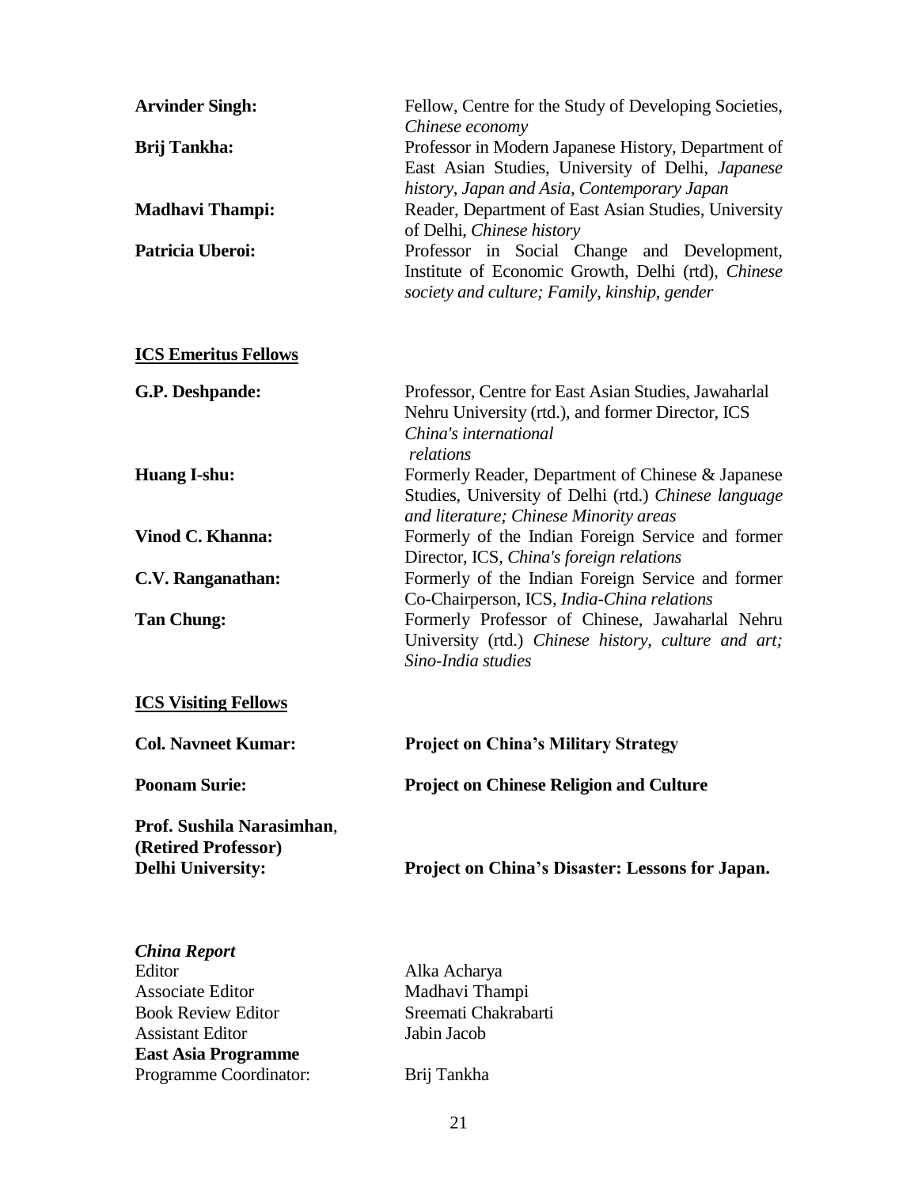**Arvinder Singh:** Fellow, Centre for the Study of Developing Societies, *Chinese economy*

**Brij Tankha:** Professor in Modern Japanese History, Department of East Asian Studies, University of Delhi, *Japanese history, Japan and Asia, Contemporary Japan*

**Madhavi Thampi:** Reader, Department of East Asian Studies, University of Delhi, *Chinese history*

**Patricia Uberoi:** Professor in Social Change and Development, Institute of Economic Growth, Delhi (rtd), *Chinese society and culture; Family, kinship, gender*

## ICS Emeritus Fellows

**G.P. Deshpande:** Professor, Centre for East Asian Studies, Jawaharlal Nehru University (rtd.), and former Director, ICS *China's international relations*

**Huang I-shu:** Formerly Reader, Department of Chinese & Japanese Studies, University of Delhi (rtd.) *Chinese language and literature; Chinese Minority areas*

**Vinod C. Khanna:** Formerly of the Indian Foreign Service and former Director, ICS, *China's foreign relations*

**C.V. Ranganathan:** Formerly of the Indian Foreign Service and former Co-Chairperson, ICS, *India-China relations*

**Tan Chung:** Formerly Professor of Chinese, Jawaharlal Nehru University (rtd.) *Chinese history, culture and art; Sino-India studies*

## ICS Visiting Fellows

**Col. Navneet Kumar:** **Project on China's Military Strategy**

**Poonam Surie:** **Project on Chinese Religion and Culture**

**Prof. Sushila Narasimhan, (Retired Professor) Delhi University:** **Project on China's Disaster: Lessons for Japan.**

***China Report***

Editor: Alka Acharya

Associate Editor: Madhavi Thampi

Book Review Editor: Sreemati Chakrabarti

Assistant Editor: Jabin Jacob

**East Asia Programme**

Programme Coordinator: Brij Tankha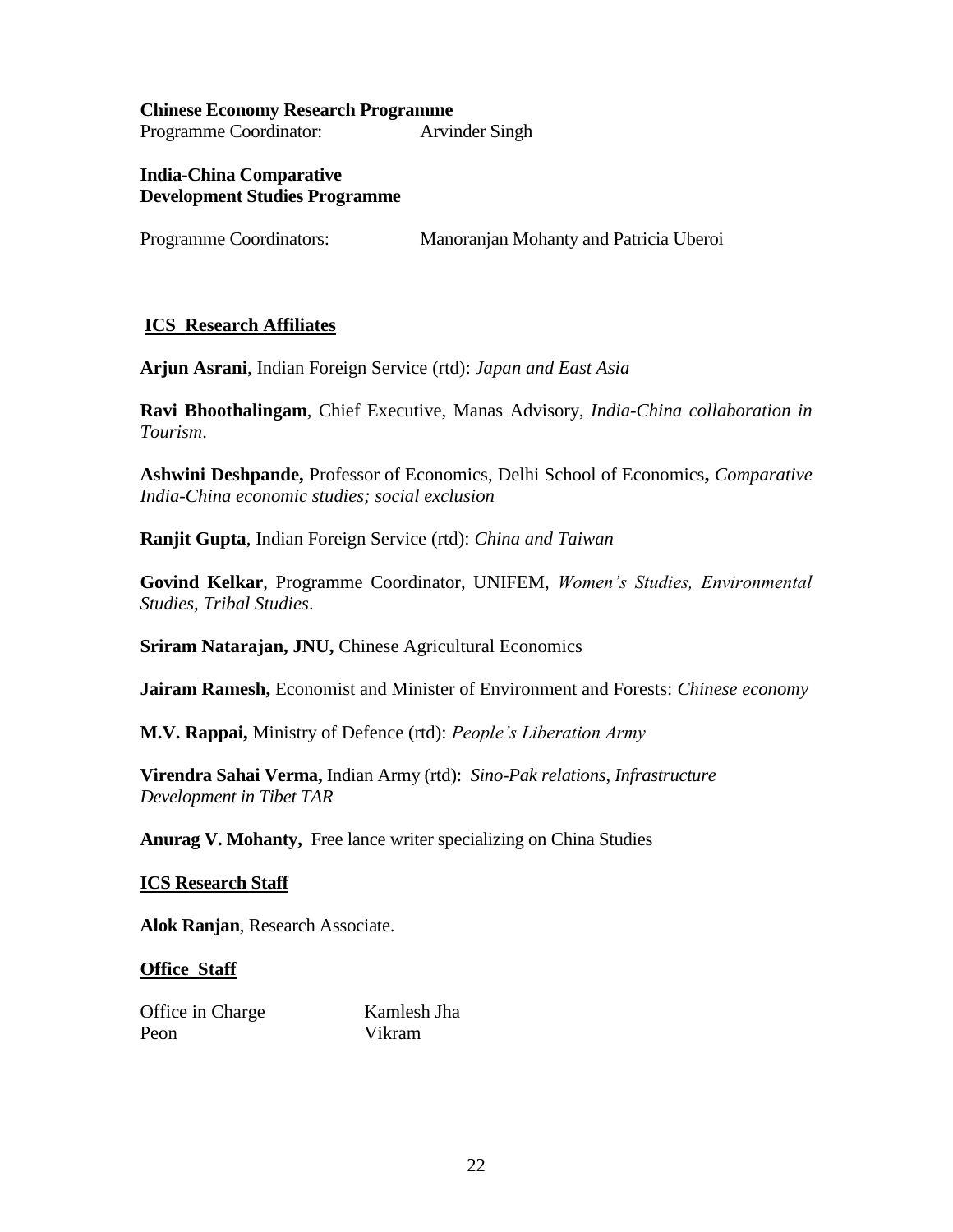**Chinese Economy Research Programme**
Programme Coordinator: Arvinder Singh

**India-China Comparative Development Studies Programme**

Programme Coordinators: Manoranjan Mohanty and Patricia Uberoi

## ICS Research Affiliates

**Arjun Asrani**, Indian Foreign Service (rtd): *Japan and East Asia*

**Ravi Bhoothalingam**, Chief Executive, Manas Advisory, *India-China collaboration in Tourism*.

**Ashwini Deshpande,** Professor of Economics, Delhi School of Economics**,** *Comparative India-China economic studies; social exclusion*

**Ranjit Gupta**, Indian Foreign Service (rtd): *China and Taiwan*

**Govind Kelkar**, Programme Coordinator, UNIFEM, *Women's Studies, Environmental Studies, Tribal Studies*.

**Sriram Natarajan, JNU,** Chinese Agricultural Economics

**Jairam Ramesh,** Economist and Minister of Environment and Forests: *Chinese economy*

**M.V. Rappai,** Ministry of Defence (rtd): *People's Liberation Army*

**Virendra Sahai Verma,** Indian Army (rtd): *Sino-Pak relations, Infrastructure Development in Tibet TAR*

**Anurag V. Mohanty,** Free lance writer specializing on China Studies

## ICS Research Staff

**Alok Ranjan**, Research Associate.

## Office Staff

| | |
|---|---|
| Office in Charge | Kamlesh Jha |
| Peon | Vikram |